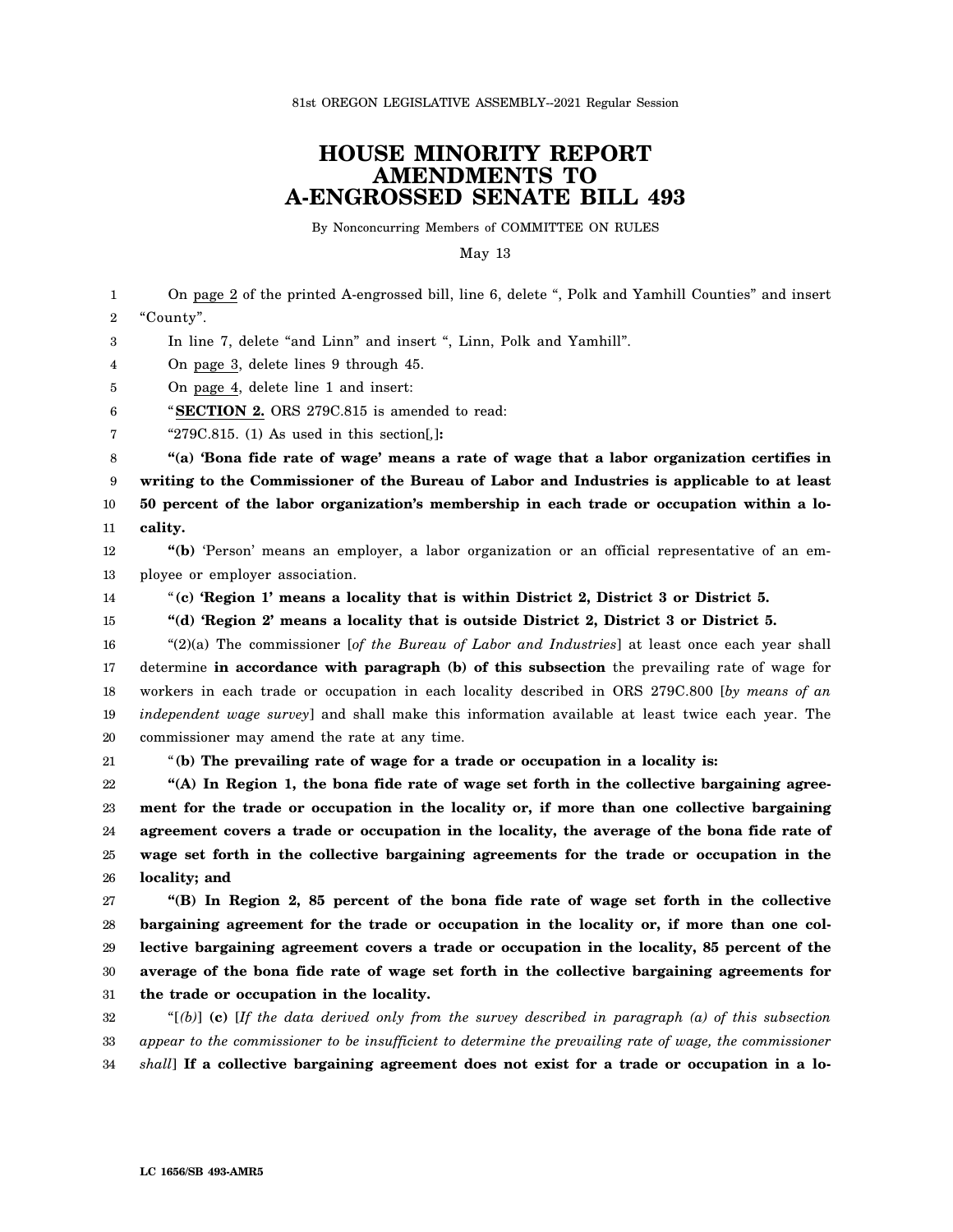81st OREGON LEGISLATIVE ASSEMBLY--2021 Regular Session

# HOUSE MINORITY REPORT AMENDMENTS TO A-ENGROSSED SENATE BILL 493

By Nonconcurring Members of COMMITTEE ON RULES

May 13

On page 2 of the printed A-engrossed bill, line 6, delete ", Polk and Yamhill Counties" and insert "County".

In line 7, delete "and Linn" and insert ", Linn, Polk and Yamhill".

On page 3, delete lines 9 through 45.

On page 4, delete line 1 and insert:

"**SECTION 2.** ORS 279C.815 is amended to read:

"279C.815. (1) As used in this section[,]**:**

**"(a) 'Bona fide rate of wage' means a rate of wage that a labor organization certifies in writing to the Commissioner of the Bureau of Labor and Industries is applicable to at least 50 percent of the labor organization's membership in each trade or occupation within a locality.**

**"(b)** 'Person' means an employer, a labor organization or an official representative of an employee or employer association.

"**(c) 'Region 1' means a locality that is within District 2, District 3 or District 5.**

**"(d) 'Region 2' means a locality that is outside District 2, District 3 or District 5.**

"(2)(a) The commissioner [*of the Bureau of Labor and Industries*] at least once each year shall determine **in accordance with paragraph (b) of this subsection** the prevailing rate of wage for workers in each trade or occupation in each locality described in ORS 279C.800 [*by means of an independent wage survey*] and shall make this information available at least twice each year. The commissioner may amend the rate at any time.

"**(b) The prevailing rate of wage for a trade or occupation in a locality is:**

**"(A) In Region 1, the bona fide rate of wage set forth in the collective bargaining agreement for the trade or occupation in the locality or, if more than one collective bargaining agreement covers a trade or occupation in the locality, the average of the bona fide rate of wage set forth in the collective bargaining agreements for the trade or occupation in the locality; and**

**"(B) In Region 2, 85 percent of the bona fide rate of wage set forth in the collective bargaining agreement for the trade or occupation in the locality or, if more than one collective bargaining agreement covers a trade or occupation in the locality, 85 percent of the average of the bona fide rate of wage set forth in the collective bargaining agreements for the trade or occupation in the locality.**

"[*(b)*] **(c)** [*If the data derived only from the survey described in paragraph (a) of this subsection appear to the commissioner to be insufficient to determine the prevailing rate of wage, the commissioner shall*] **If a collective bargaining agreement does not exist for a trade or occupation in a lo-**

LC 1656/SB 493-AMR5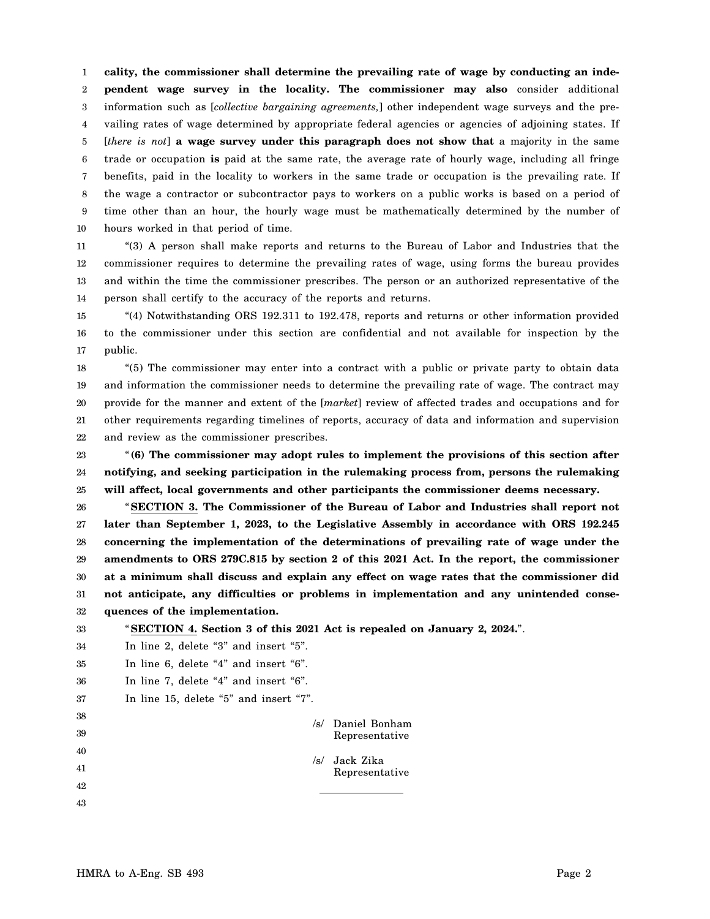**cality, the commissioner shall determine the prevailing rate of wage by conducting an independent wage survey in the locality. The commissioner may also** consider additional information such as [*collective bargaining agreements,*] other independent wage surveys and the prevailing rates of wage determined by appropriate federal agencies or agencies of adjoining states. If [*there is not*] **a wage survey under this paragraph does not show that** a majority in the same trade or occupation **is** paid at the same rate, the average rate of hourly wage, including all fringe benefits, paid in the locality to workers in the same trade or occupation is the prevailing rate. If the wage a contractor or subcontractor pays to workers on a public works is based on a period of time other than an hour, the hourly wage must be mathematically determined by the number of hours worked in that period of time.

"(3) A person shall make reports and returns to the Bureau of Labor and Industries that the commissioner requires to determine the prevailing rates of wage, using forms the bureau provides and within the time the commissioner prescribes. The person or an authorized representative of the person shall certify to the accuracy of the reports and returns.

"(4) Notwithstanding ORS 192.311 to 192.478, reports and returns or other information provided to the commissioner under this section are confidential and not available for inspection by the public.

"(5) The commissioner may enter into a contract with a public or private party to obtain data and information the commissioner needs to determine the prevailing rate of wage. The contract may provide for the manner and extent of the [*market*] review of affected trades and occupations and for other requirements regarding timelines of reports, accuracy of data and information and supervision and review as the commissioner prescribes.

"**(6) The commissioner may adopt rules to implement the provisions of this section after notifying, and seeking participation in the rulemaking process from, persons the rulemaking will affect, local governments and other participants the commissioner deems necessary.**

"**<u>SECTION 3.</u> The Commissioner of the Bureau of Labor and Industries shall report not later than September 1, 2023, to the Legislative Assembly in accordance with ORS 192.245 concerning the implementation of the determinations of prevailing rate of wage under the amendments to ORS 279C.815 by section 2 of this 2021 Act. In the report, the commissioner at a minimum shall discuss and explain any effect on wage rates that the commissioner did not anticipate, any difficulties or problems in implementation and any unintended consequences of the implementation.**

"**<u>SECTION 4.</u> Section 3 of this 2021 Act is repealed on January 2, 2024.**".

In line 2, delete "3" and insert "5".

In line 6, delete "4" and insert "6".

In line 7, delete "4" and insert "6".

In line 15, delete "5" and insert "7".

/s/ Daniel Bonham
Representative

/s/ Jack Zika
Representative